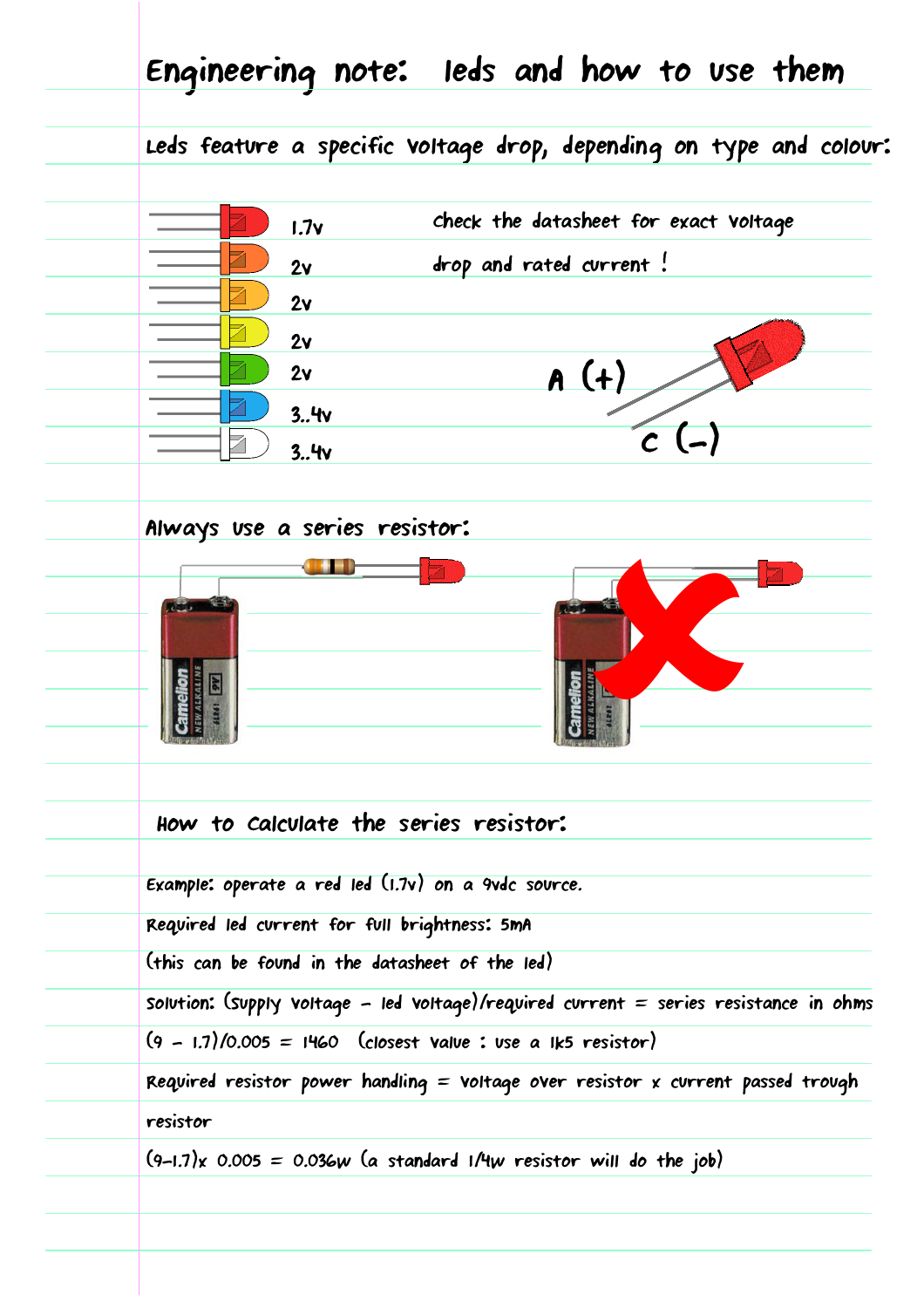# Engineering note: leds and how to use them

## Leds feature a specific voltage drop, depending on type and colour:

1.7v

2v

2v

2v

2v

3..4v

3..4v

Check the datasheet for exact voltage drop and rated current !

A (+)

C (-)

## Always use a series resistor:

## How to calculate the series resistor:

Example: operate a red led (1.7v) on a 9vdc source.

Required led current for full brightness: 5mA

(this can be found in the datasheet of the led)

Solution: (supply voltage - led voltage)/required current = series resistance in ohms

(9 - 1.7)/0.005 = 1460 (closest value : use a 1k5 resistor)

Required resistor power handling = voltage over resistor x current passed trough resistor

(9-1.7)x 0.005 = 0.036w (a standard 1/4w resistor will do the job)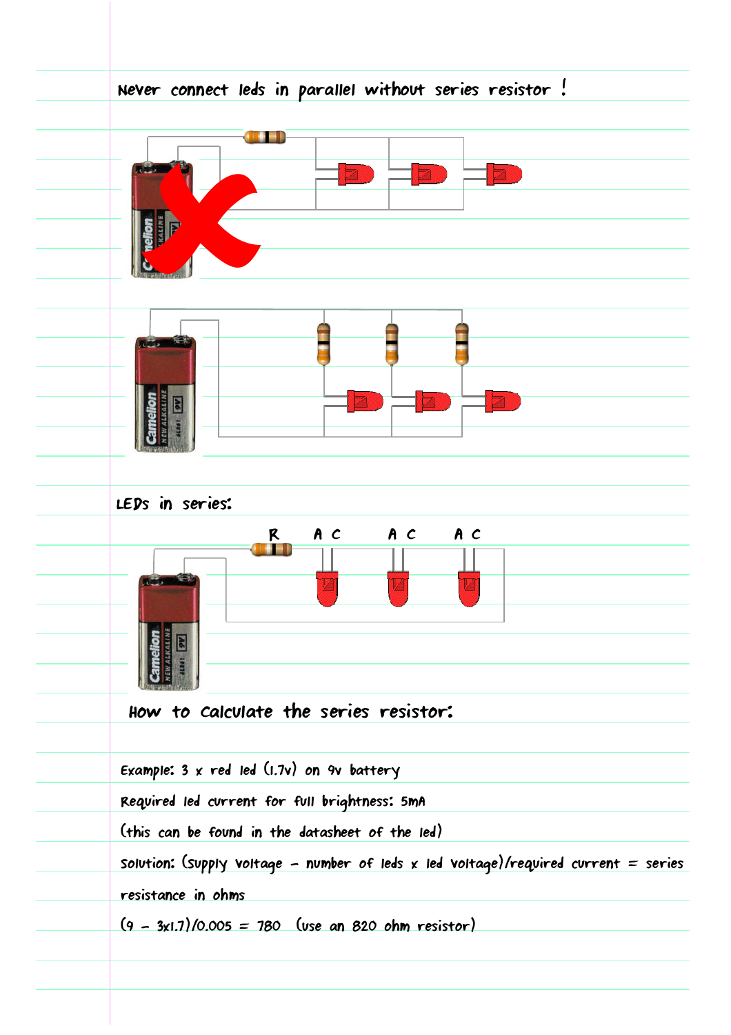Never connect leds in parallel without series resistor !

LEDs in series:

R A C A C A C

How to calculate the series resistor:

Example: 3 x red led (1.7v) on 9v battery

Required led current for full brightness: 5mA

(this can be found in the datasheet of the led)

Solution: (supply voltage - number of leds x led voltage)/required current = series resistance in ohms

(9 - 3x1.7)/0.005 = 780 (use an 820 ohm resistor)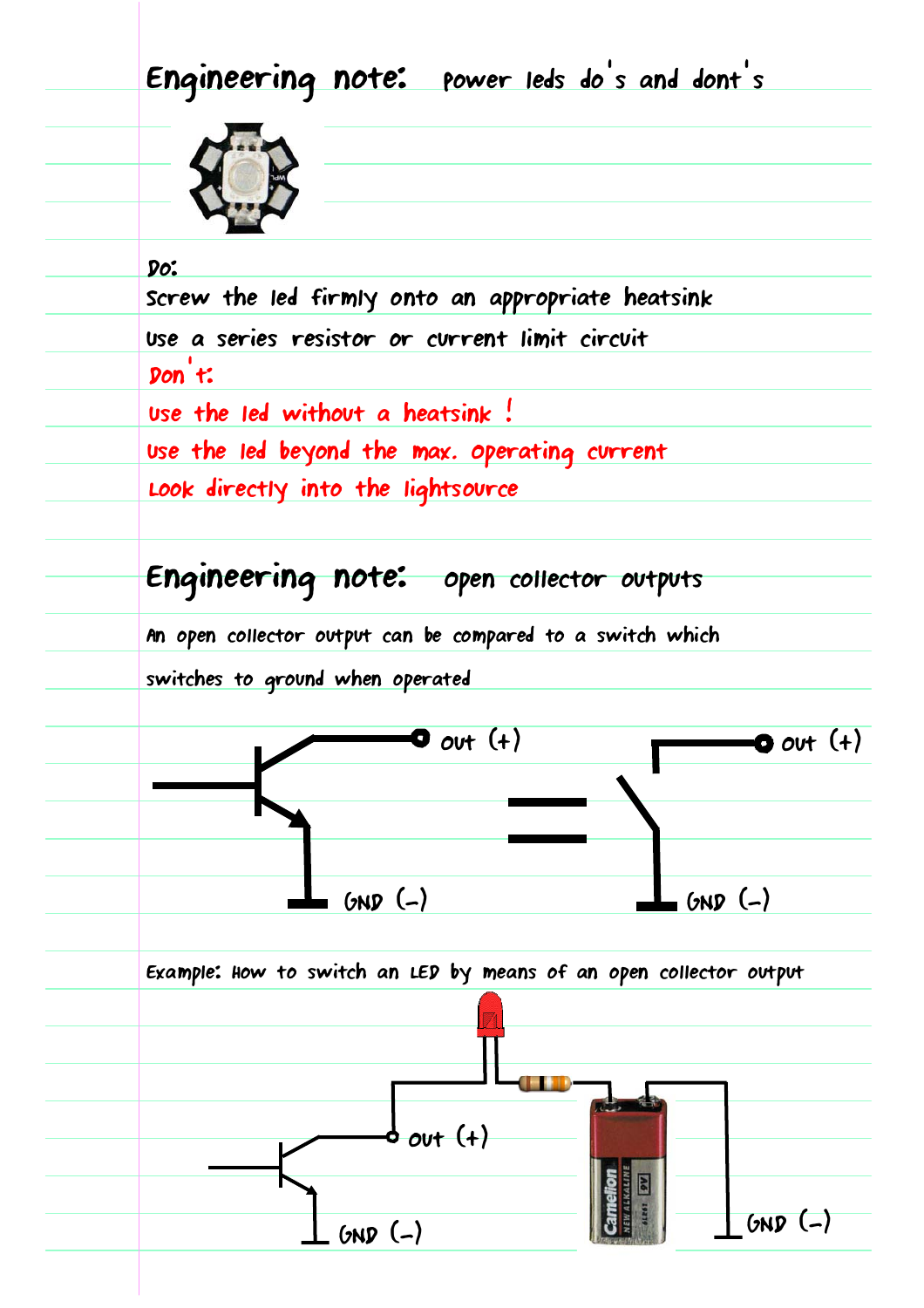## Engineering note: power leds do's and dont's

Do:

Screw the led firmly onto an appropriate heatsink

Use a series resistor or current limit circuit

Don't:

Use the led without a heatsink !

Use the led beyond the max. operating current

Look directly into the lightsource

## Engineering note: open collector outputs

An open collector output can be compared to a switch which switches to ground when operated

out (+)

GND (-)

out (+)

GND (-)

Example: How to switch an LED by means of an open collector output

out (+)

GND (-)

GND (-)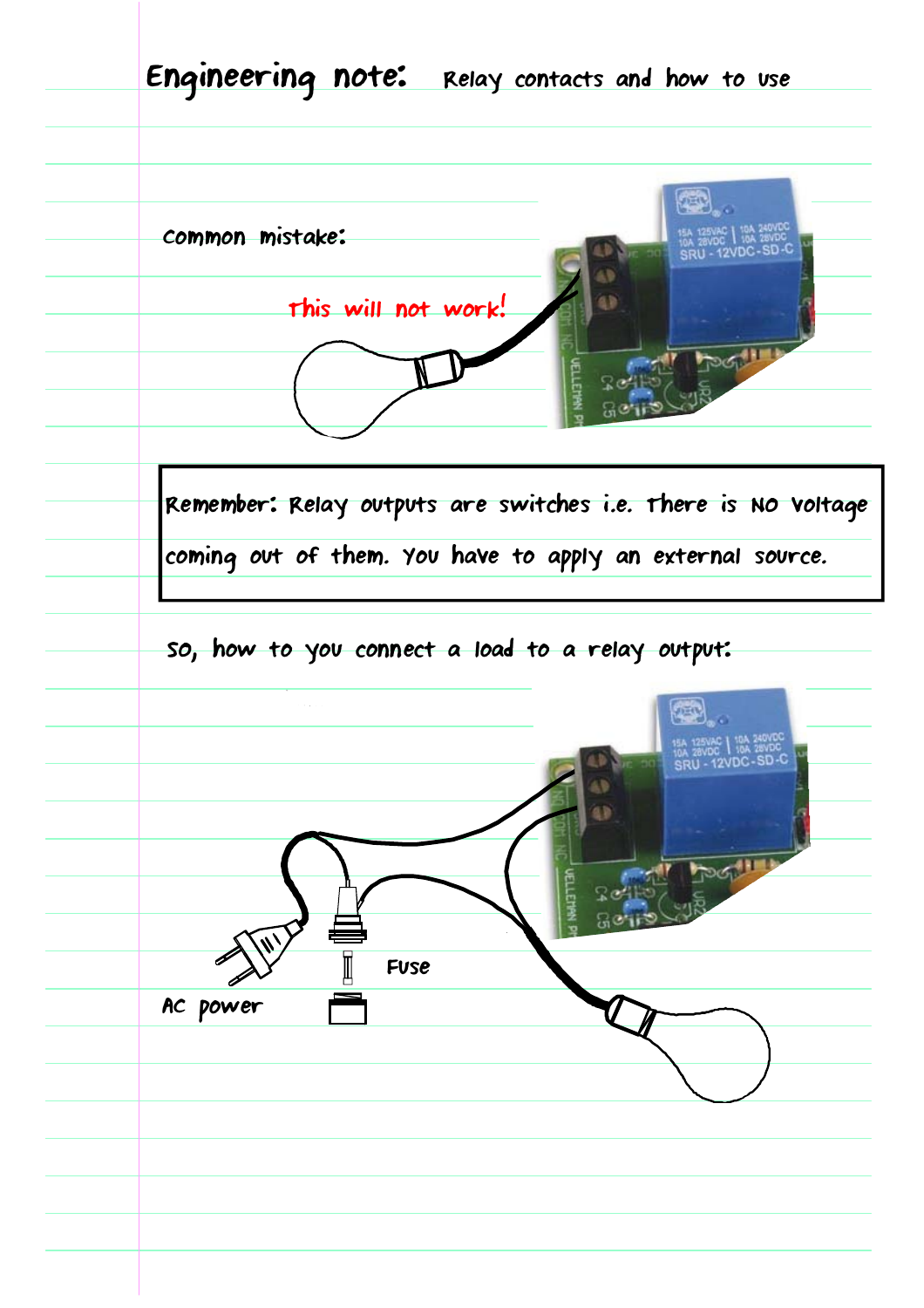# Engineering note: Relay contacts and how to use

Common mistake:

This will not work!

15A 125VAC | 10A 240VDC
10A 28VDC | 10A 28VDC
SRU - 12VDC-SD-C

COM NC
VELLEMAN
C4 C5

> Remember: Relay outputs are switches i.e. there is NO voltage coming out of them. You have to apply an external source.

So, how to you connect a load to a relay output:

15A 125VAC | 10A 240VDC
10A 28VDC | 10A 28VDC
SRU - 12VDC-SD-C

Fuse

AC power